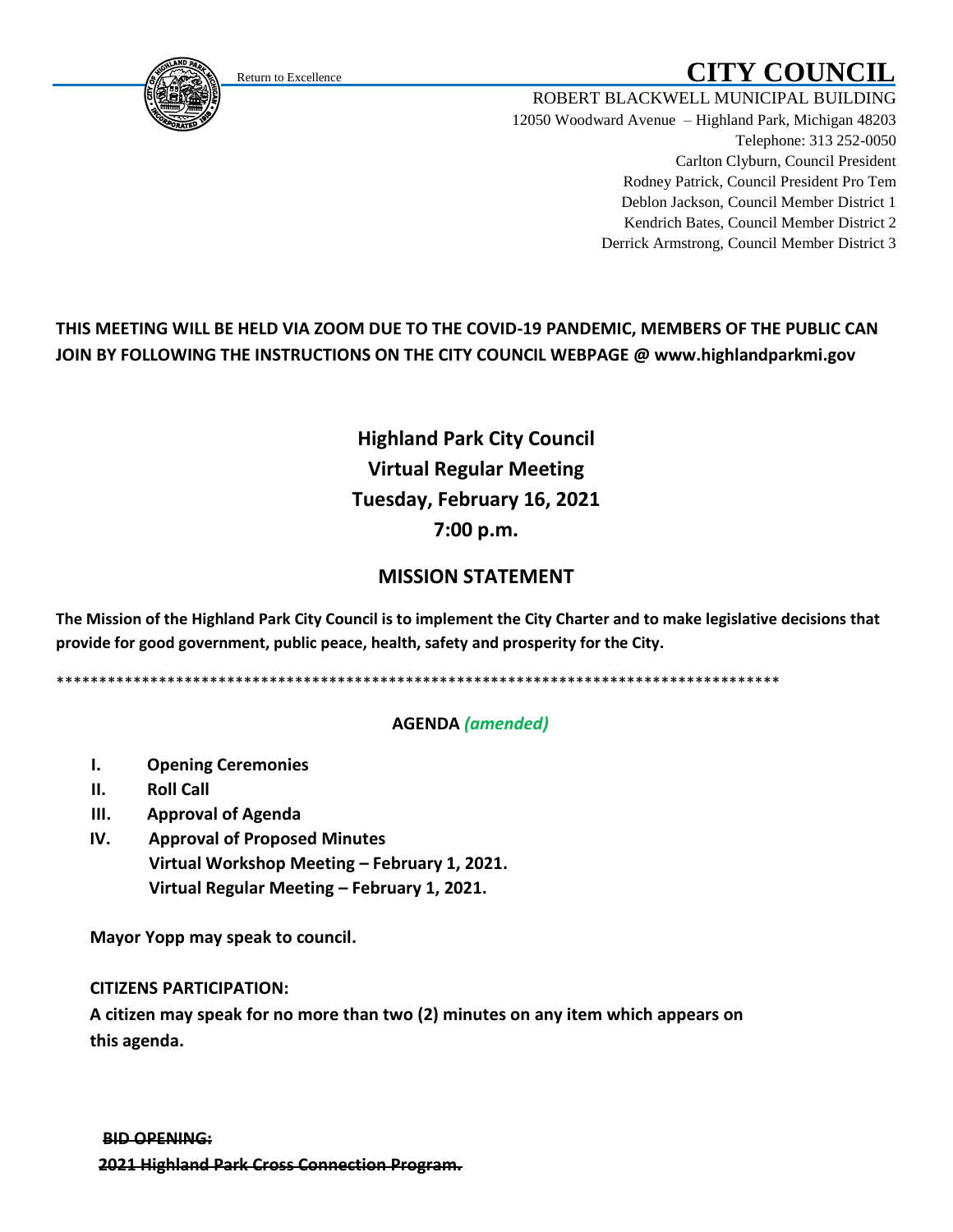Return to Excellence

# CITY COUNCIL

ROBERT BLACKWELL MUNICIPAL BUILDING
12050 Woodward Avenue – Highland Park, Michigan 48203
Telephone: 313 252-0050
Carlton Clyburn, Council President
Rodney Patrick, Council President Pro Tem
Deblon Jackson, Council Member District 1
Kendrich Bates, Council Member District 2
Derrick Armstrong, Council Member District 3

**THIS MEETING WILL BE HELD VIA ZOOM DUE TO THE COVID-19 PANDEMIC, MEMBERS OF THE PUBLIC CAN JOIN BY FOLLOWING THE INSTRUCTIONS ON THE CITY COUNCIL WEBPAGE @ www.highlandparkmi.gov**

## Highland Park City Council
## Virtual Regular Meeting
## Tuesday, February 16, 2021
## 7:00 p.m.

## MISSION STATEMENT

**The Mission of the Highland Park City Council is to implement the City Charter and to make legislative decisions that provide for good government, public peace, health, safety and prosperity for the City.**

\*\*\*\*\*\*\*\*\*\*\*\*\*\*\*\*\*\*\*\*\*\*\*\*\*\*\*\*\*\*\*\*\*\*\*\*\*\*\*\*\*\*\*\*\*\*\*\*\*\*\*\*\*\*\*\*\*\*\*\*\*\*\*\*\*\*\*\*\*\*\*\*\*\*\*\*\*\*\*\*\*\*\*\*\*\*\*\*

**AGENDA *(amended)***

- **I. Opening Ceremonies**
- **II. Roll Call**
- **III. Approval of Agenda**
- **IV. Approval of Proposed Minutes**
  **Virtual Workshop Meeting – February 1, 2021.**
  **Virtual Regular Meeting – February 1, 2021.**

**Mayor Yopp may speak to council.**

**CITIZENS PARTICIPATION:**
**A citizen may speak for no more than two (2) minutes on any item which appears on this agenda.**

**~~BID OPENING:~~**
**~~2021 Highland Park Cross Connection Program.~~**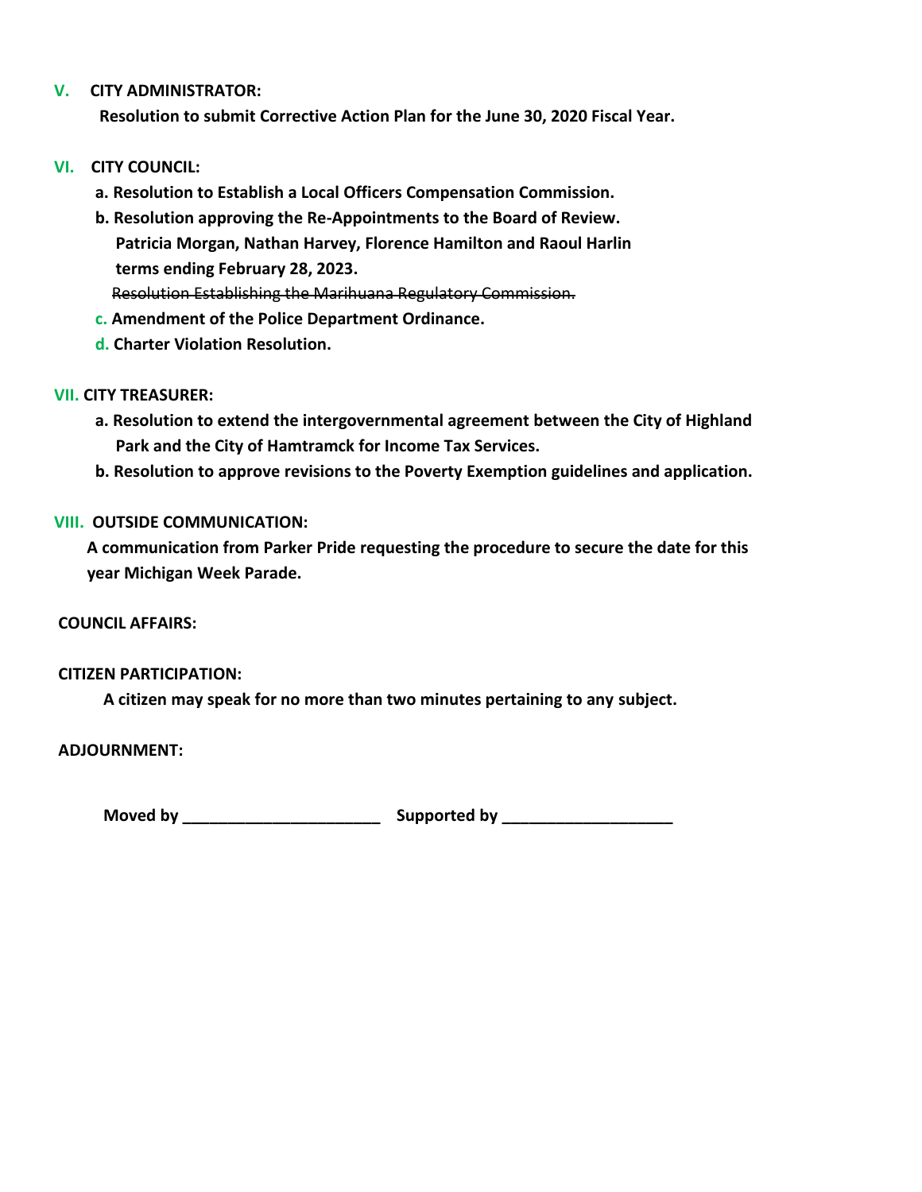**V. CITY ADMINISTRATOR:**

**Resolution to submit Corrective Action Plan for the June 30, 2020 Fiscal Year.**

**VI. CITY COUNCIL:**

**a. Resolution to Establish a Local Officers Compensation Commission.**

**b. Resolution approving the Re-Appointments to the Board of Review. Patricia Morgan, Nathan Harvey, Florence Hamilton and Raoul Harlin terms ending February 28, 2023.**

~~Resolution Establishing the Marihuana Regulatory Commission.~~

**c. Amendment of the Police Department Ordinance.**

**d. Charter Violation Resolution.**

**VII. CITY TREASURER:**

**a. Resolution to extend the intergovernmental agreement between the City of Highland Park and the City of Hamtramck for Income Tax Services.**

**b. Resolution to approve revisions to the Poverty Exemption guidelines and application.**

**VIII. OUTSIDE COMMUNICATION:**

**A communication from Parker Pride requesting the procedure to secure the date for this year Michigan Week Parade.**

**COUNCIL AFFAIRS:**

**CITIZEN PARTICIPATION:**

**A citizen may speak for no more than two minutes pertaining to any subject.**

**ADJOURNMENT:**

**Moved by ______________________ Supported by __________________**